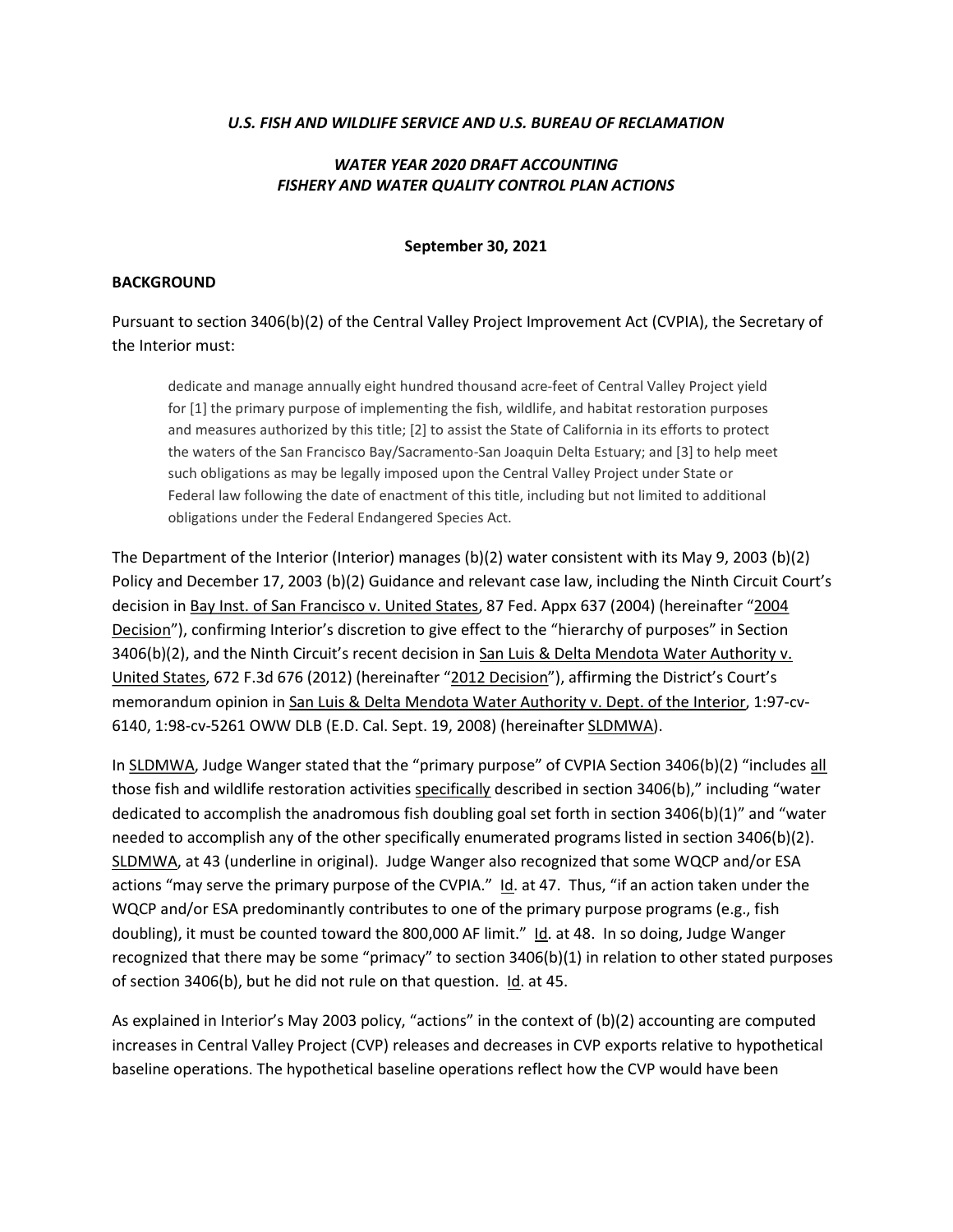***U.S. FISH AND WILDLIFE SERVICE AND U.S. BUREAU OF RECLAMATION***

***WATER YEAR 2020 DRAFT ACCOUNTING***
***FISHERY AND WATER QUALITY CONTROL PLAN ACTIONS***

**September 30, 2021**

**BACKGROUND**

Pursuant to section 3406(b)(2) of the Central Valley Project Improvement Act (CVPIA), the Secretary of the Interior must:

> dedicate and manage annually eight hundred thousand acre-feet of Central Valley Project yield for [1] the primary purpose of implementing the fish, wildlife, and habitat restoration purposes and measures authorized by this title; [2] to assist the State of California in its efforts to protect the waters of the San Francisco Bay/Sacramento-San Joaquin Delta Estuary; and [3] to help meet such obligations as may be legally imposed upon the Central Valley Project under State or Federal law following the date of enactment of this title, including but not limited to additional obligations under the Federal Endangered Species Act.

The Department of the Interior (Interior) manages (b)(2) water consistent with its May 9, 2003 (b)(2) Policy and December 17, 2003 (b)(2) Guidance and relevant case law, including the Ninth Circuit Court's decision in Bay Inst. of San Francisco v. United States, 87 Fed. Appx 637 (2004) (hereinafter "2004 Decision"), confirming Interior's discretion to give effect to the "hierarchy of purposes" in Section 3406(b)(2), and the Ninth Circuit's recent decision in San Luis & Delta Mendota Water Authority v. United States, 672 F.3d 676 (2012) (hereinafter "2012 Decision"), affirming the District's Court's memorandum opinion in San Luis & Delta Mendota Water Authority v. Dept. of the Interior, 1:97-cv-6140, 1:98-cv-5261 OWW DLB (E.D. Cal. Sept. 19, 2008) (hereinafter SLDMWA).

In SLDMWA, Judge Wanger stated that the "primary purpose" of CVPIA Section 3406(b)(2) "includes all those fish and wildlife restoration activities specifically described in section 3406(b)," including "water dedicated to accomplish the anadromous fish doubling goal set forth in section 3406(b)(1)" and "water needed to accomplish any of the other specifically enumerated programs listed in section 3406(b)(2). SLDMWA, at 43 (underline in original). Judge Wanger also recognized that some WQCP and/or ESA actions "may serve the primary purpose of the CVPIA." Id. at 47. Thus, "if an action taken under the WQCP and/or ESA predominantly contributes to one of the primary purpose programs (e.g., fish doubling), it must be counted toward the 800,000 AF limit." Id. at 48. In so doing, Judge Wanger recognized that there may be some "primacy" to section 3406(b)(1) in relation to other stated purposes of section 3406(b), but he did not rule on that question. Id. at 45.

As explained in Interior's May 2003 policy, "actions" in the context of (b)(2) accounting are computed increases in Central Valley Project (CVP) releases and decreases in CVP exports relative to hypothetical baseline operations. The hypothetical baseline operations reflect how the CVP would have been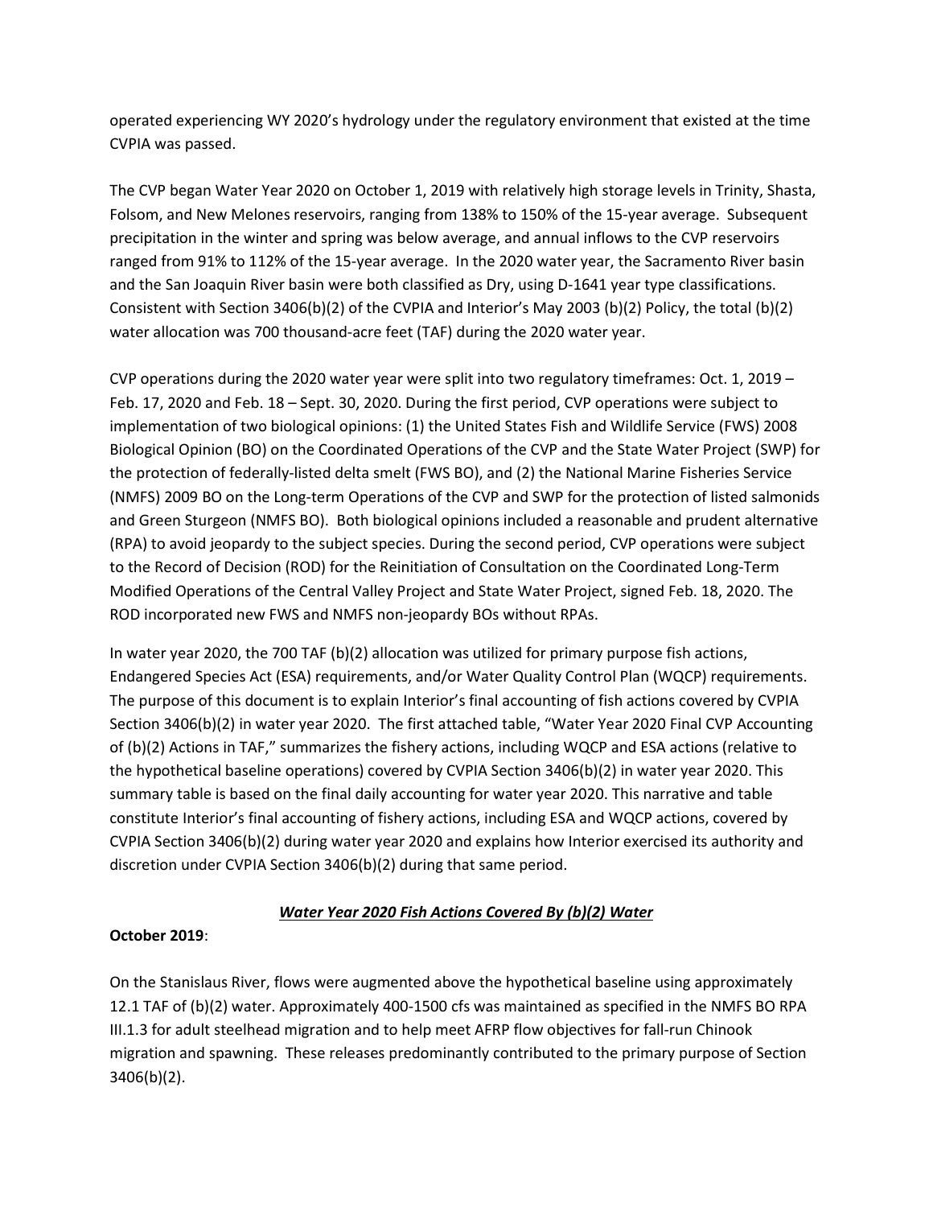operated experiencing WY 2020's hydrology under the regulatory environment that existed at the time CVPIA was passed.

The CVP began Water Year 2020 on October 1, 2019 with relatively high storage levels in Trinity, Shasta, Folsom, and New Melones reservoirs, ranging from 138% to 150% of the 15-year average. Subsequent precipitation in the winter and spring was below average, and annual inflows to the CVP reservoirs ranged from 91% to 112% of the 15-year average. In the 2020 water year, the Sacramento River basin and the San Joaquin River basin were both classified as Dry, using D-1641 year type classifications. Consistent with Section 3406(b)(2) of the CVPIA and Interior's May 2003 (b)(2) Policy, the total (b)(2) water allocation was 700 thousand-acre feet (TAF) during the 2020 water year.

CVP operations during the 2020 water year were split into two regulatory timeframes: Oct. 1, 2019 – Feb. 17, 2020 and Feb. 18 – Sept. 30, 2020. During the first period, CVP operations were subject to implementation of two biological opinions: (1) the United States Fish and Wildlife Service (FWS) 2008 Biological Opinion (BO) on the Coordinated Operations of the CVP and the State Water Project (SWP) for the protection of federally-listed delta smelt (FWS BO), and (2) the National Marine Fisheries Service (NMFS) 2009 BO on the Long-term Operations of the CVP and SWP for the protection of listed salmonids and Green Sturgeon (NMFS BO). Both biological opinions included a reasonable and prudent alternative (RPA) to avoid jeopardy to the subject species. During the second period, CVP operations were subject to the Record of Decision (ROD) for the Reinitiation of Consultation on the Coordinated Long-Term Modified Operations of the Central Valley Project and State Water Project, signed Feb. 18, 2020. The ROD incorporated new FWS and NMFS non-jeopardy BOs without RPAs.

In water year 2020, the 700 TAF (b)(2) allocation was utilized for primary purpose fish actions, Endangered Species Act (ESA) requirements, and/or Water Quality Control Plan (WQCP) requirements. The purpose of this document is to explain Interior's final accounting of fish actions covered by CVPIA Section 3406(b)(2) in water year 2020. The first attached table, "Water Year 2020 Final CVP Accounting of (b)(2) Actions in TAF," summarizes the fishery actions, including WQCP and ESA actions (relative to the hypothetical baseline operations) covered by CVPIA Section 3406(b)(2) in water year 2020. This summary table is based on the final daily accounting for water year 2020. This narrative and table constitute Interior's final accounting of fishery actions, including ESA and WQCP actions, covered by CVPIA Section 3406(b)(2) during water year 2020 and explains how Interior exercised its authority and discretion under CVPIA Section 3406(b)(2) during that same period.

## ***Water Year 2020 Fish Actions Covered By (b)(2) Water***

**October 2019**:

On the Stanislaus River, flows were augmented above the hypothetical baseline using approximately 12.1 TAF of (b)(2) water. Approximately 400-1500 cfs was maintained as specified in the NMFS BO RPA III.1.3 for adult steelhead migration and to help meet AFRP flow objectives for fall-run Chinook migration and spawning. These releases predominantly contributed to the primary purpose of Section 3406(b)(2).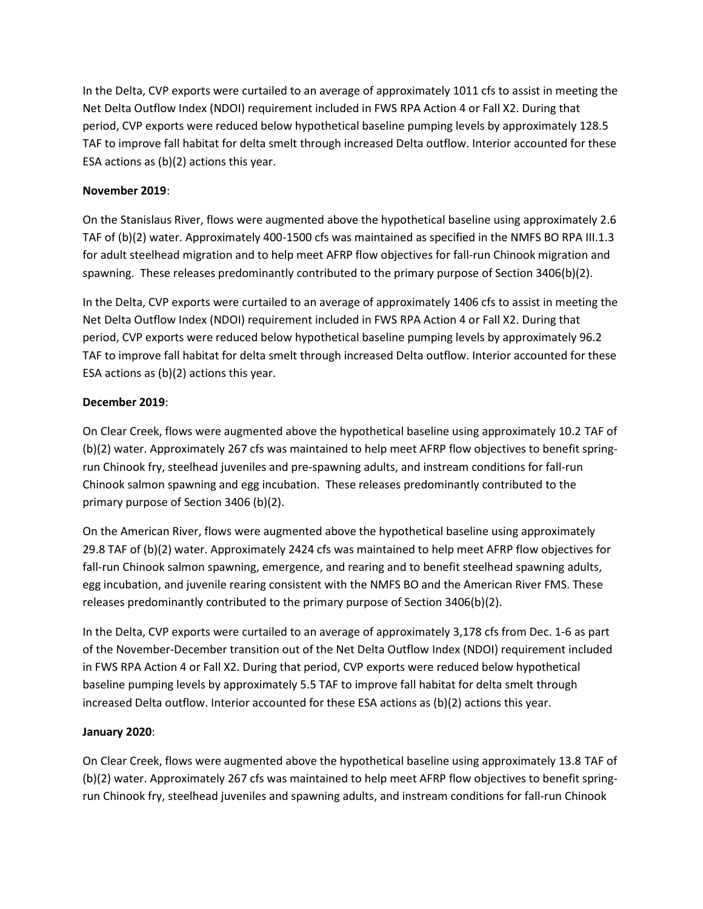In the Delta, CVP exports were curtailed to an average of approximately 1011 cfs to assist in meeting the Net Delta Outflow Index (NDOI) requirement included in FWS RPA Action 4 or Fall X2. During that period, CVP exports were reduced below hypothetical baseline pumping levels by approximately 128.5 TAF to improve fall habitat for delta smelt through increased Delta outflow. Interior accounted for these ESA actions as (b)(2) actions this year.

**November 2019**:

On the Stanislaus River, flows were augmented above the hypothetical baseline using approximately 2.6 TAF of (b)(2) water. Approximately 400-1500 cfs was maintained as specified in the NMFS BO RPA III.1.3 for adult steelhead migration and to help meet AFRP flow objectives for fall-run Chinook migration and spawning. These releases predominantly contributed to the primary purpose of Section 3406(b)(2).

In the Delta, CVP exports were curtailed to an average of approximately 1406 cfs to assist in meeting the Net Delta Outflow Index (NDOI) requirement included in FWS RPA Action 4 or Fall X2. During that period, CVP exports were reduced below hypothetical baseline pumping levels by approximately 96.2 TAF to improve fall habitat for delta smelt through increased Delta outflow. Interior accounted for these ESA actions as (b)(2) actions this year.

**December 2019**:

On Clear Creek, flows were augmented above the hypothetical baseline using approximately 10.2 TAF of (b)(2) water. Approximately 267 cfs was maintained to help meet AFRP flow objectives to benefit spring-run Chinook fry, steelhead juveniles and pre-spawning adults, and instream conditions for fall-run Chinook salmon spawning and egg incubation. These releases predominantly contributed to the primary purpose of Section 3406 (b)(2).

On the American River, flows were augmented above the hypothetical baseline using approximately 29.8 TAF of (b)(2) water. Approximately 2424 cfs was maintained to help meet AFRP flow objectives for fall-run Chinook salmon spawning, emergence, and rearing and to benefit steelhead spawning adults, egg incubation, and juvenile rearing consistent with the NMFS BO and the American River FMS. These releases predominantly contributed to the primary purpose of Section 3406(b)(2).

In the Delta, CVP exports were curtailed to an average of approximately 3,178 cfs from Dec. 1-6 as part of the November-December transition out of the Net Delta Outflow Index (NDOI) requirement included in FWS RPA Action 4 or Fall X2. During that period, CVP exports were reduced below hypothetical baseline pumping levels by approximately 5.5 TAF to improve fall habitat for delta smelt through increased Delta outflow. Interior accounted for these ESA actions as (b)(2) actions this year.

**January 2020**:

On Clear Creek, flows were augmented above the hypothetical baseline using approximately 13.8 TAF of (b)(2) water. Approximately 267 cfs was maintained to help meet AFRP flow objectives to benefit spring-run Chinook fry, steelhead juveniles and spawning adults, and instream conditions for fall-run Chinook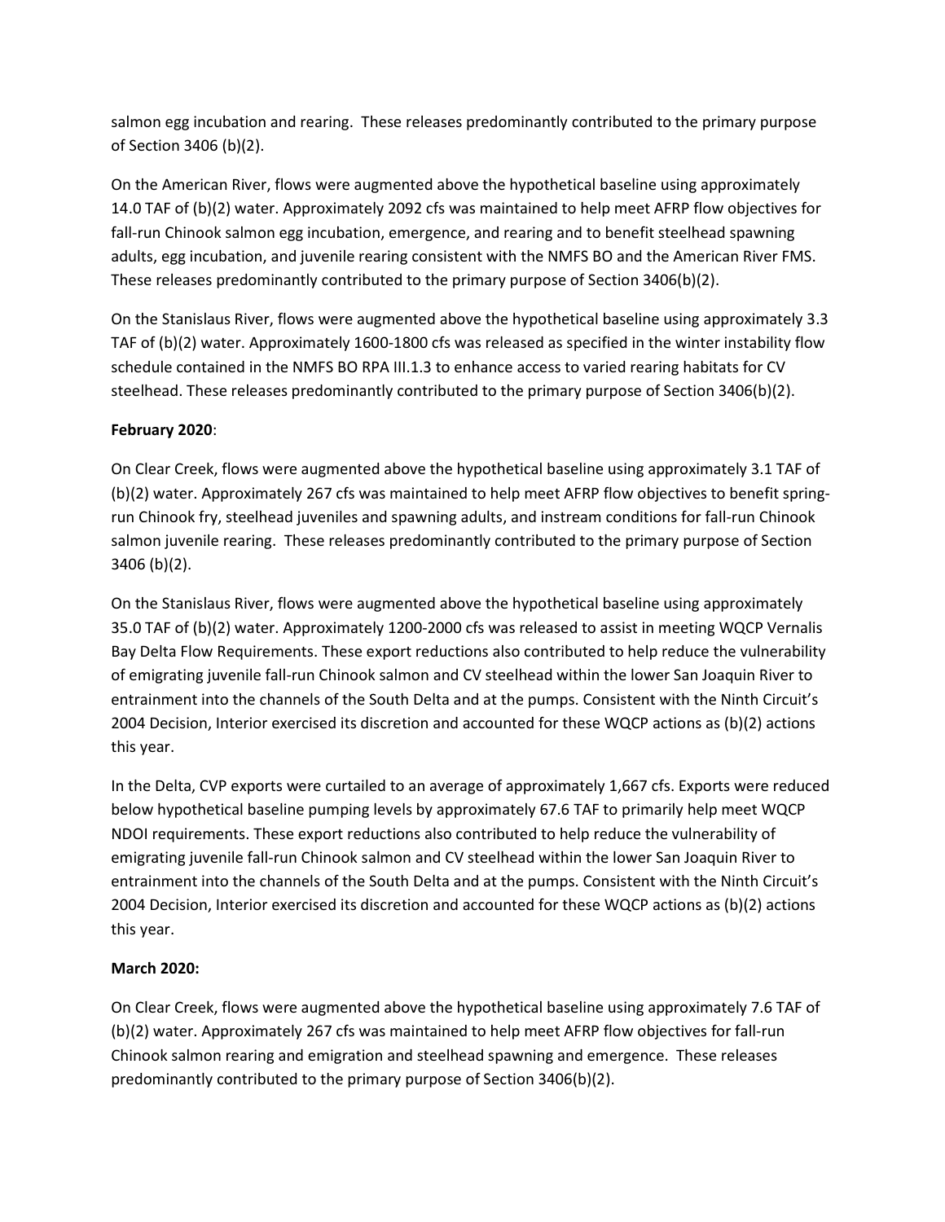salmon egg incubation and rearing. These releases predominantly contributed to the primary purpose of Section 3406 (b)(2).

On the American River, flows were augmented above the hypothetical baseline using approximately 14.0 TAF of (b)(2) water. Approximately 2092 cfs was maintained to help meet AFRP flow objectives for fall-run Chinook salmon egg incubation, emergence, and rearing and to benefit steelhead spawning adults, egg incubation, and juvenile rearing consistent with the NMFS BO and the American River FMS. These releases predominantly contributed to the primary purpose of Section 3406(b)(2).

On the Stanislaus River, flows were augmented above the hypothetical baseline using approximately 3.3 TAF of (b)(2) water. Approximately 1600-1800 cfs was released as specified in the winter instability flow schedule contained in the NMFS BO RPA III.1.3 to enhance access to varied rearing habitats for CV steelhead. These releases predominantly contributed to the primary purpose of Section 3406(b)(2).

**February 2020**:

On Clear Creek, flows were augmented above the hypothetical baseline using approximately 3.1 TAF of (b)(2) water. Approximately 267 cfs was maintained to help meet AFRP flow objectives to benefit spring-run Chinook fry, steelhead juveniles and spawning adults, and instream conditions for fall-run Chinook salmon juvenile rearing. These releases predominantly contributed to the primary purpose of Section 3406 (b)(2).

On the Stanislaus River, flows were augmented above the hypothetical baseline using approximately 35.0 TAF of (b)(2) water. Approximately 1200-2000 cfs was released to assist in meeting WQCP Vernalis Bay Delta Flow Requirements. These export reductions also contributed to help reduce the vulnerability of emigrating juvenile fall-run Chinook salmon and CV steelhead within the lower San Joaquin River to entrainment into the channels of the South Delta and at the pumps. Consistent with the Ninth Circuit's 2004 Decision, Interior exercised its discretion and accounted for these WQCP actions as (b)(2) actions this year.

In the Delta, CVP exports were curtailed to an average of approximately 1,667 cfs. Exports were reduced below hypothetical baseline pumping levels by approximately 67.6 TAF to primarily help meet WQCP NDOI requirements. These export reductions also contributed to help reduce the vulnerability of emigrating juvenile fall-run Chinook salmon and CV steelhead within the lower San Joaquin River to entrainment into the channels of the South Delta and at the pumps. Consistent with the Ninth Circuit's 2004 Decision, Interior exercised its discretion and accounted for these WQCP actions as (b)(2) actions this year.

**March 2020:**

On Clear Creek, flows were augmented above the hypothetical baseline using approximately 7.6 TAF of (b)(2) water. Approximately 267 cfs was maintained to help meet AFRP flow objectives for fall-run Chinook salmon rearing and emigration and steelhead spawning and emergence. These releases predominantly contributed to the primary purpose of Section 3406(b)(2).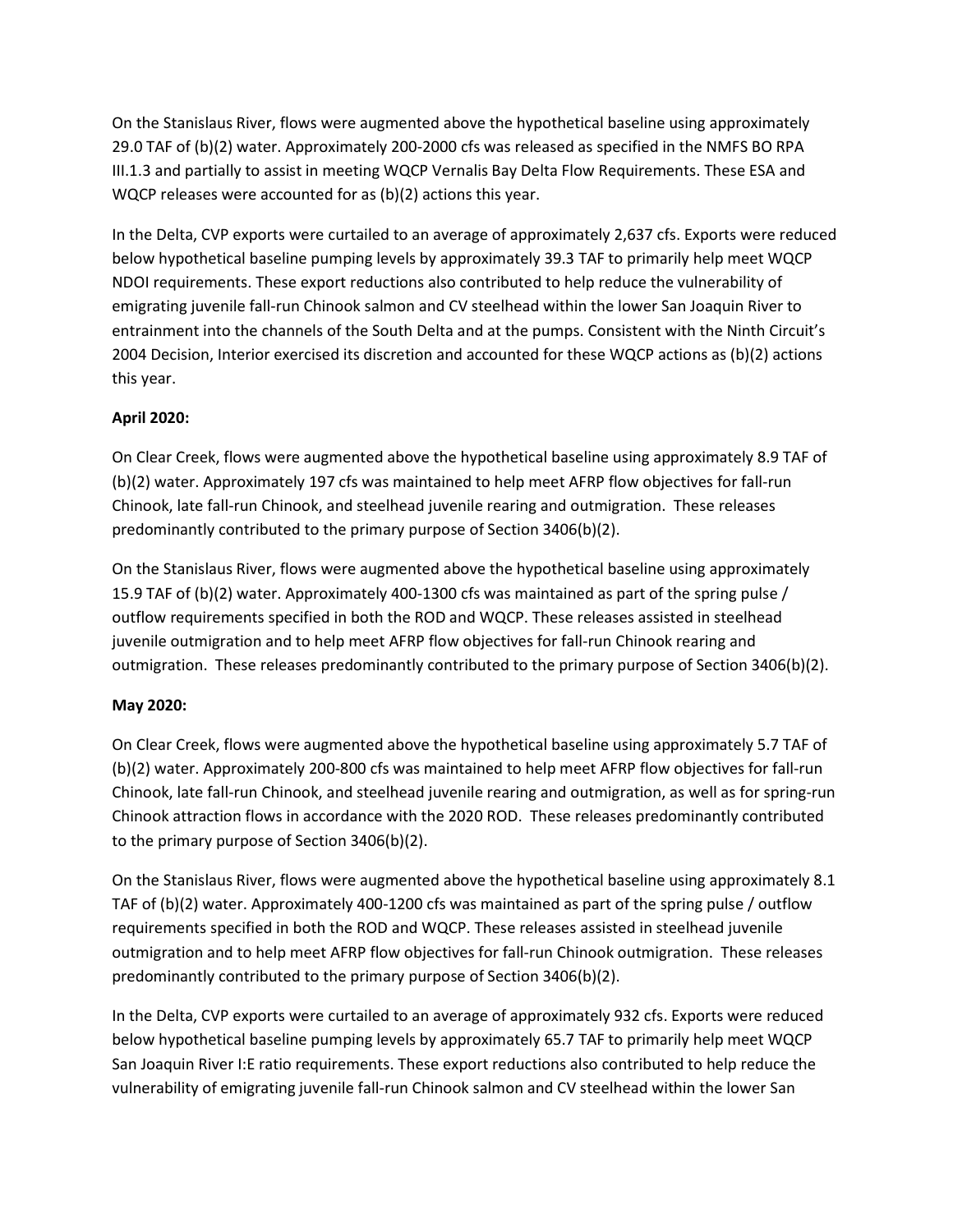On the Stanislaus River, flows were augmented above the hypothetical baseline using approximately 29.0 TAF of (b)(2) water. Approximately 200-2000 cfs was released as specified in the NMFS BO RPA III.1.3 and partially to assist in meeting WQCP Vernalis Bay Delta Flow Requirements. These ESA and WQCP releases were accounted for as (b)(2) actions this year.

In the Delta, CVP exports were curtailed to an average of approximately 2,637 cfs. Exports were reduced below hypothetical baseline pumping levels by approximately 39.3 TAF to primarily help meet WQCP NDOI requirements. These export reductions also contributed to help reduce the vulnerability of emigrating juvenile fall-run Chinook salmon and CV steelhead within the lower San Joaquin River to entrainment into the channels of the South Delta and at the pumps. Consistent with the Ninth Circuit's 2004 Decision, Interior exercised its discretion and accounted for these WQCP actions as (b)(2) actions this year.

**April 2020:**

On Clear Creek, flows were augmented above the hypothetical baseline using approximately 8.9 TAF of (b)(2) water. Approximately 197 cfs was maintained to help meet AFRP flow objectives for fall-run Chinook, late fall-run Chinook, and steelhead juvenile rearing and outmigration. These releases predominantly contributed to the primary purpose of Section 3406(b)(2).

On the Stanislaus River, flows were augmented above the hypothetical baseline using approximately 15.9 TAF of (b)(2) water. Approximately 400-1300 cfs was maintained as part of the spring pulse / outflow requirements specified in both the ROD and WQCP. These releases assisted in steelhead juvenile outmigration and to help meet AFRP flow objectives for fall-run Chinook rearing and outmigration. These releases predominantly contributed to the primary purpose of Section 3406(b)(2).

**May 2020:**

On Clear Creek, flows were augmented above the hypothetical baseline using approximately 5.7 TAF of (b)(2) water. Approximately 200-800 cfs was maintained to help meet AFRP flow objectives for fall-run Chinook, late fall-run Chinook, and steelhead juvenile rearing and outmigration, as well as for spring-run Chinook attraction flows in accordance with the 2020 ROD. These releases predominantly contributed to the primary purpose of Section 3406(b)(2).

On the Stanislaus River, flows were augmented above the hypothetical baseline using approximately 8.1 TAF of (b)(2) water. Approximately 400-1200 cfs was maintained as part of the spring pulse / outflow requirements specified in both the ROD and WQCP. These releases assisted in steelhead juvenile outmigration and to help meet AFRP flow objectives for fall-run Chinook outmigration. These releases predominantly contributed to the primary purpose of Section 3406(b)(2).

In the Delta, CVP exports were curtailed to an average of approximately 932 cfs. Exports were reduced below hypothetical baseline pumping levels by approximately 65.7 TAF to primarily help meet WQCP San Joaquin River I:E ratio requirements. These export reductions also contributed to help reduce the vulnerability of emigrating juvenile fall-run Chinook salmon and CV steelhead within the lower San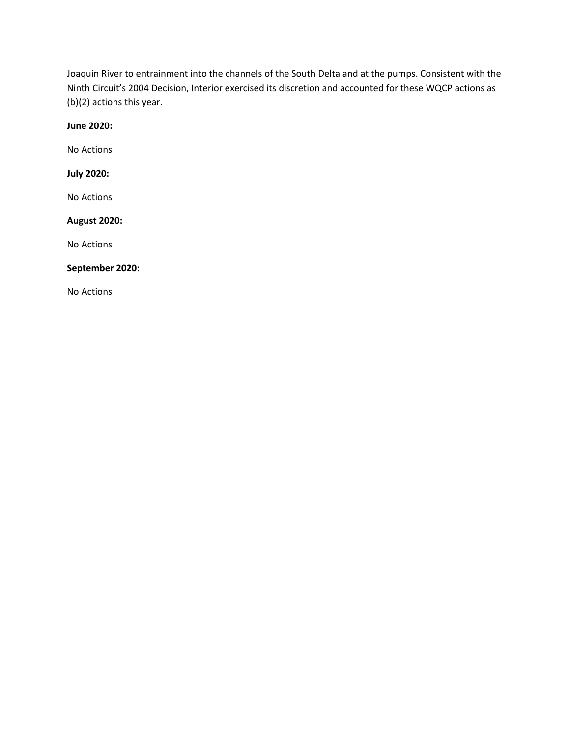Joaquin River to entrainment into the channels of the South Delta and at the pumps. Consistent with the Ninth Circuit's 2004 Decision, Interior exercised its discretion and accounted for these WQCP actions as (b)(2) actions this year.

**June 2020:**

No Actions

**July 2020:**

No Actions

**August 2020:**

No Actions

**September 2020:**

No Actions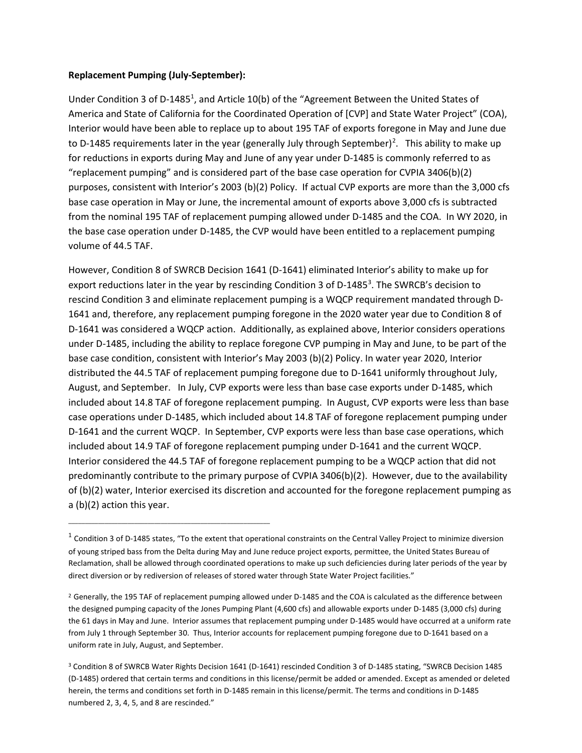**Replacement Pumping (July-September):**

Under Condition 3 of D-1485[1], and Article 10(b) of the "Agreement Between the United States of America and State of California for the Coordinated Operation of [CVP] and State Water Project" (COA), Interior would have been able to replace up to about 195 TAF of exports foregone in May and June due to D-1485 requirements later in the year (generally July through September)[2]. This ability to make up for reductions in exports during May and June of any year under D-1485 is commonly referred to as "replacement pumping" and is considered part of the base case operation for CVPIA 3406(b)(2) purposes, consistent with Interior's 2003 (b)(2) Policy. If actual CVP exports are more than the 3,000 cfs base case operation in May or June, the incremental amount of exports above 3,000 cfs is subtracted from the nominal 195 TAF of replacement pumping allowed under D-1485 and the COA. In WY 2020, in the base case operation under D-1485, the CVP would have been entitled to a replacement pumping volume of 44.5 TAF.

However, Condition 8 of SWRCB Decision 1641 (D-1641) eliminated Interior's ability to make up for export reductions later in the year by rescinding Condition 3 of D-1485[3]. The SWRCB's decision to rescind Condition 3 and eliminate replacement pumping is a WQCP requirement mandated through D-1641 and, therefore, any replacement pumping foregone in the 2020 water year due to Condition 8 of D-1641 was considered a WQCP action. Additionally, as explained above, Interior considers operations under D-1485, including the ability to replace foregone CVP pumping in May and June, to be part of the base case condition, consistent with Interior's May 2003 (b)(2) Policy. In water year 2020, Interior distributed the 44.5 TAF of replacement pumping foregone due to D-1641 uniformly throughout July, August, and September. In July, CVP exports were less than base case exports under D-1485, which included about 14.8 TAF of foregone replacement pumping. In August, CVP exports were less than base case operations under D-1485, which included about 14.8 TAF of foregone replacement pumping under D-1641 and the current WQCP. In September, CVP exports were less than base case operations, which included about 14.9 TAF of foregone replacement pumping under D-1641 and the current WQCP. Interior considered the 44.5 TAF of foregone replacement pumping to be a WQCP action that did not predominantly contribute to the primary purpose of CVPIA 3406(b)(2). However, due to the availability of (b)(2) water, Interior exercised its discretion and accounted for the foregone replacement pumping as a (b)(2) action this year.

---

[1] Condition 3 of D-1485 states, "To the extent that operational constraints on the Central Valley Project to minimize diversion of young striped bass from the Delta during May and June reduce project exports, permittee, the United States Bureau of Reclamation, shall be allowed through coordinated operations to make up such deficiencies during later periods of the year by direct diversion or by rediversion of releases of stored water through State Water Project facilities."

[2] Generally, the 195 TAF of replacement pumping allowed under D-1485 and the COA is calculated as the difference between the designed pumping capacity of the Jones Pumping Plant (4,600 cfs) and allowable exports under D-1485 (3,000 cfs) during the 61 days in May and June. Interior assumes that replacement pumping under D-1485 would have occurred at a uniform rate from July 1 through September 30. Thus, Interior accounts for replacement pumping foregone due to D-1641 based on a uniform rate in July, August, and September.

[3] Condition 8 of SWRCB Water Rights Decision 1641 (D-1641) rescinded Condition 3 of D-1485 stating, "SWRCB Decision 1485 (D-1485) ordered that certain terms and conditions in this license/permit be added or amended. Except as amended or deleted herein, the terms and conditions set forth in D-1485 remain in this license/permit. The terms and conditions in D-1485 numbered 2, 3, 4, 5, and 8 are rescinded."